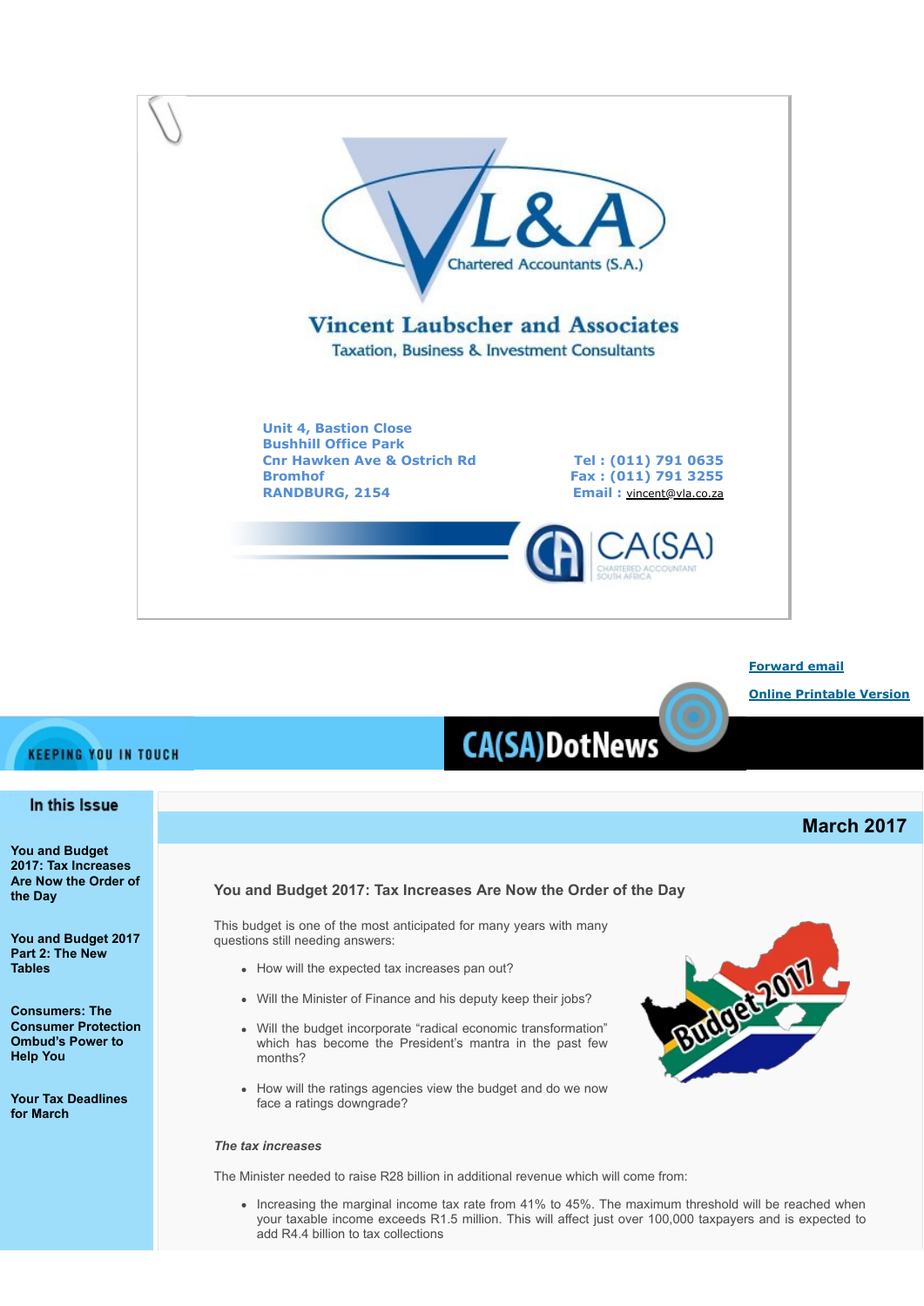# Vincent Laubscher and Associates

Chartered Accountants (S.A.)

Taxation, Business & Investment Consultants

Unit 4, Bastion Close
Bushhill Office Park
Cnr Hawken Ave & Ostrich Rd
Bromhof
RANDBURG, 2154

Tel : (011) 791 0635
Fax : (011) 791 3255
Email : vincent@vla.co.za

Forward email

Online Printable Version

KEEPING YOU IN TOUCH

CA(SA)DotNews

**In this Issue**

- You and Budget 2017: Tax Increases Are Now the Order of the Day
- You and Budget 2017 Part 2: The New Tables
- Consumers: The Consumer Protection Ombud's Power to Help You
- Your Tax Deadlines for March

**March 2017**

## You and Budget 2017: Tax Increases Are Now the Order of the Day

This budget is one of the most anticipated for many years with many questions still needing answers:

- How will the expected tax increases pan out?
- Will the Minister of Finance and his deputy keep their jobs?
- Will the budget incorporate "radical economic transformation" which has become the President's mantra in the past few months?
- How will the ratings agencies view the budget and do we now face a ratings downgrade?

***The tax increases***

The Minister needed to raise R28 billion in additional revenue which will come from:

- Increasing the marginal income tax rate from 41% to 45%. The maximum threshold will be reached when your taxable income exceeds R1.5 million. This will affect just over 100,000 taxpayers and is expected to add R4.4 billion to tax collections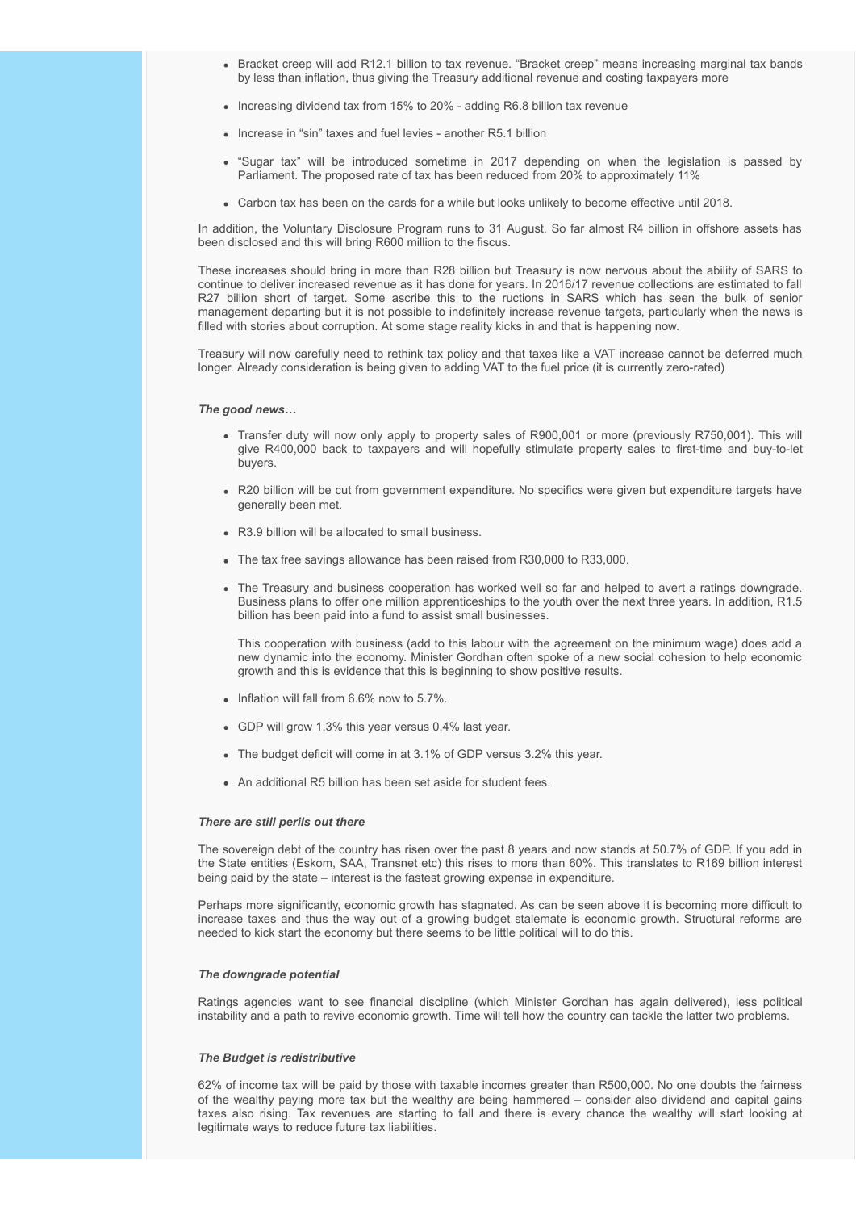- Bracket creep will add R12.1 billion to tax revenue. "Bracket creep" means increasing marginal tax bands by less than inflation, thus giving the Treasury additional revenue and costing taxpayers more

- Increasing dividend tax from 15% to 20% - adding R6.8 billion tax revenue

- Increase in "sin" taxes and fuel levies - another R5.1 billion

- "Sugar tax" will be introduced sometime in 2017 depending on when the legislation is passed by Parliament. The proposed rate of tax has been reduced from 20% to approximately 11%

- Carbon tax has been on the cards for a while but looks unlikely to become effective until 2018.

In addition, the Voluntary Disclosure Program runs to 31 August. So far almost R4 billion in offshore assets has been disclosed and this will bring R600 million to the fiscus.

These increases should bring in more than R28 billion but Treasury is now nervous about the ability of SARS to continue to deliver increased revenue as it has done for years. In 2016/17 revenue collections are estimated to fall R27 billion short of target. Some ascribe this to the ructions in SARS which has seen the bulk of senior management departing but it is not possible to indefinitely increase revenue targets, particularly when the news is filled with stories about corruption. At some stage reality kicks in and that is happening now.

Treasury will now carefully need to rethink tax policy and that taxes like a VAT increase cannot be deferred much longer. Already consideration is being given to adding VAT to the fuel price (it is currently zero-rated)

***The good news…***

- Transfer duty will now only apply to property sales of R900,001 or more (previously R750,001). This will give R400,000 back to taxpayers and will hopefully stimulate property sales to first-time and buy-to-let buyers.

- R20 billion will be cut from government expenditure. No specifics were given but expenditure targets have generally been met.

- R3.9 billion will be allocated to small business.

- The tax free savings allowance has been raised from R30,000 to R33,000.

- The Treasury and business cooperation has worked well so far and helped to avert a ratings downgrade. Business plans to offer one million apprenticeships to the youth over the next three years. In addition, R1.5 billion has been paid into a fund to assist small businesses.

  This cooperation with business (add to this labour with the agreement on the minimum wage) does add a new dynamic into the economy. Minister Gordhan often spoke of a new social cohesion to help economic growth and this is evidence that this is beginning to show positive results.

- Inflation will fall from 6.6% now to 5.7%.

- GDP will grow 1.3% this year versus 0.4% last year.

- The budget deficit will come in at 3.1% of GDP versus 3.2% this year.

- An additional R5 billion has been set aside for student fees.

***There are still perils out there***

The sovereign debt of the country has risen over the past 8 years and now stands at 50.7% of GDP. If you add in the State entities (Eskom, SAA, Transnet etc) this rises to more than 60%. This translates to R169 billion interest being paid by the state – interest is the fastest growing expense in expenditure.

Perhaps more significantly, economic growth has stagnated. As can be seen above it is becoming more difficult to increase taxes and thus the way out of a growing budget stalemate is economic growth. Structural reforms are needed to kick start the economy but there seems to be little political will to do this.

***The downgrade potential***

Ratings agencies want to see financial discipline (which Minister Gordhan has again delivered), less political instability and a path to revive economic growth. Time will tell how the country can tackle the latter two problems.

***The Budget is redistributive***

62% of income tax will be paid by those with taxable incomes greater than R500,000. No one doubts the fairness of the wealthy paying more tax but the wealthy are being hammered – consider also dividend and capital gains taxes also rising. Tax revenues are starting to fall and there is every chance the wealthy will start looking at legitimate ways to reduce future tax liabilities.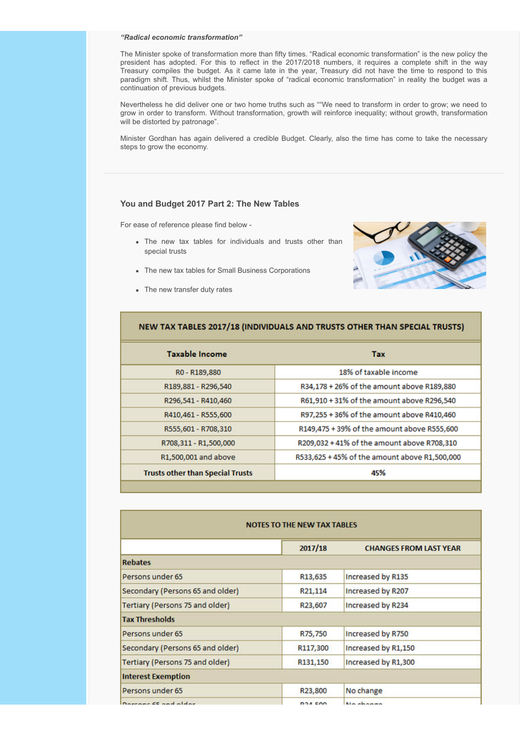***"Radical economic transformation"***

The Minister spoke of transformation more than fifty times. "Radical economic transformation" is the new policy the president has adopted. For this to reflect in the 2017/2018 numbers, it requires a complete shift in the way Treasury compiles the budget. As it came late in the year, Treasury did not have the time to respond to this paradigm shift. Thus, whilst the Minister spoke of "radical economic transformation" in reality the budget was a continuation of previous budgets.

Nevertheless he did deliver one or two home truths such as ""We need to transform in order to grow; we need to grow in order to transform. Without transformation, growth will reinforce inequality; without growth, transformation will be distorted by patronage".

Minister Gordhan has again delivered a credible Budget. Clearly, also the time has come to take the necessary steps to grow the economy.

---

### You and Budget 2017 Part 2: The New Tables

For ease of reference please find below -

- The new tax tables for individuals and trusts other than special trusts
- The new tax tables for Small Business Corporations
- The new transfer duty rates

**NEW TAX TABLES 2017/18 (INDIVIDUALS AND TRUSTS OTHER THAN SPECIAL TRUSTS)**

| Taxable Income | Tax |
|---|---|
| R0 - R189,880 | 18% of taxable income |
| R189,881 - R296,540 | R34,178 + 26% of the amount above R189,880 |
| R296,541 - R410,460 | R61,910 + 31% of the amount above R296,540 |
| R410,461 - R555,600 | R97,255 + 36% of the amount above R410,460 |
| R555,601 - R708,310 | R149,475 + 39% of the amount above R555,600 |
| R708,311 - R1,500,000 | R209,032 + 41% of the amount above R708,310 |
| R1,500,001 and above | R533,625 + 45% of the amount above R1,500,000 |
| **Trusts other than Special Trusts** | **45%** |

**NOTES TO THE NEW TAX TABLES**

| | 2017/18 | CHANGES FROM LAST YEAR |
|---|---|---|
| **Rebates** | | |
| Persons under 65 | R13,635 | Increased by R135 |
| Secondary (Persons 65 and older) | R21,114 | Increased by R207 |
| Tertiary (Persons 75 and older) | R23,607 | Increased by R234 |
| **Tax Thresholds** | | |
| Persons under 65 | R75,750 | Increased by R750 |
| Secondary (Persons 65 and older) | R117,300 | Increased by R1,150 |
| Tertiary (Persons 75 and older) | R131,150 | Increased by R1,300 |
| **Interest Exemption** | | |
| Persons under 65 | R23,800 | No change |
| Persons 65 and older | R34,500 | No change |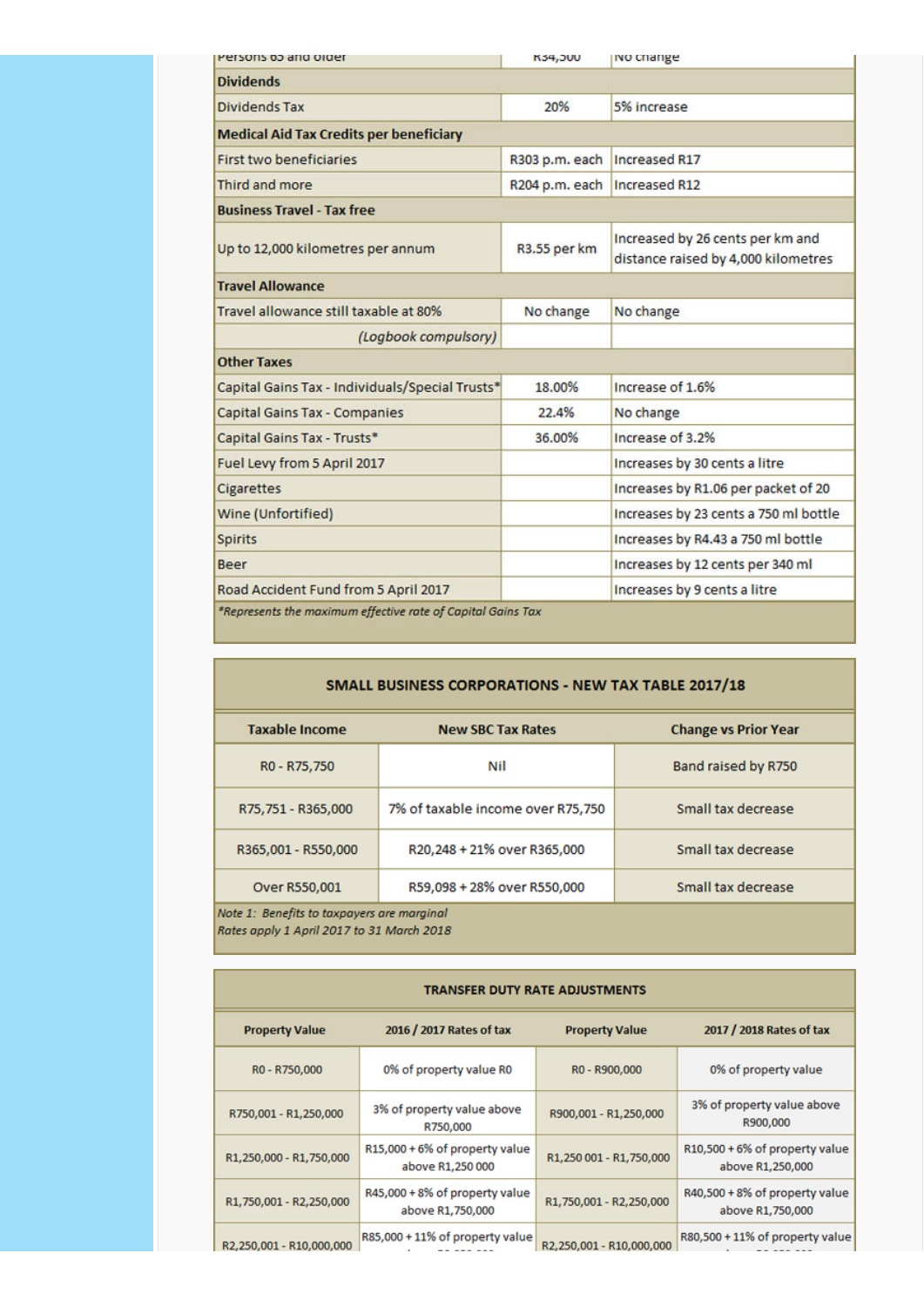| Persons 65 and older | R34,500 | No change |
|---|---|---|
| **Dividends** | | |
| Dividends Tax | 20% | 5% increase |
| **Medical Aid Tax Credits per beneficiary** | | |
| First two beneficiaries | R303 p.m. each | Increased R17 |
| Third and more | R204 p.m. each | Increased R12 |
| **Business Travel - Tax free** | | |
| Up to 12,000 kilometres per annum | R3.55 per km | Increased by 26 cents per km and distance raised by 4,000 kilometres |
| **Travel Allowance** | | |
| Travel allowance still taxable at 80% | No change | No change |
| *(Logbook compulsory)* | | |
| **Other Taxes** | | |
| Capital Gains Tax - Individuals/Special Trusts* | 18.00% | Increase of 1.6% |
| Capital Gains Tax - Companies | 22.4% | No change |
| Capital Gains Tax - Trusts* | 36.00% | Increase of 3.2% |
| Fuel Levy from 5 April 2017 | | Increases by 30 cents a litre |
| Cigarettes | | Increases by R1.06 per packet of 20 |
| Wine (Unfortified) | | Increases by 23 cents a 750 ml bottle |
| Spirits | | Increases by R4.43 a 750 ml bottle |
| Beer | | Increases by 12 cents per 340 ml |
| Road Accident Fund from 5 April 2017 | | Increases by 9 cents a litre |

*\*Represents the maximum effective rate of Capital Gains Tax*

**SMALL BUSINESS CORPORATIONS - NEW TAX TABLE 2017/18**

| Taxable Income | New SBC Tax Rates | Change vs Prior Year |
|---|---|---|
| R0 - R75,750 | Nil | Band raised by R750 |
| R75,751 - R365,000 | 7% of taxable income over R75,750 | Small tax decrease |
| R365,001 - R550,000 | R20,248 + 21% over R365,000 | Small tax decrease |
| Over R550,001 | R59,098 + 28% over R550,000 | Small tax decrease |

*Note 1: Benefits to taxpayers are marginal*
*Rates apply 1 April 2017 to 31 March 2018*

**TRANSFER DUTY RATE ADJUSTMENTS**

| Property Value | 2016 / 2017 Rates of tax | Property Value | 2017 / 2018 Rates of tax |
|---|---|---|---|
| R0 - R750,000 | 0% of property value R0 | R0 - R900,000 | 0% of property value |
| R750,001 - R1,250,000 | 3% of property value above R750,000 | R900,001 - R1,250,000 | 3% of property value above R900,000 |
| R1,250,000 - R1,750,000 | R15,000 + 6% of property value above R1,250 000 | R1,250 001 - R1,750,000 | R10,500 + 6% of property value above R1,250,000 |
| R1,750,001 - R2,250,000 | R45,000 + 8% of property value above R1,750,000 | R1,750,001 - R2,250,000 | R40,500 + 8% of property value above R1,750,000 |
| R2,250,001 - R10,000,000 | R85,000 + 11% of property value | R2,250,001 - R10,000,000 | R80,500 + 11% of property value |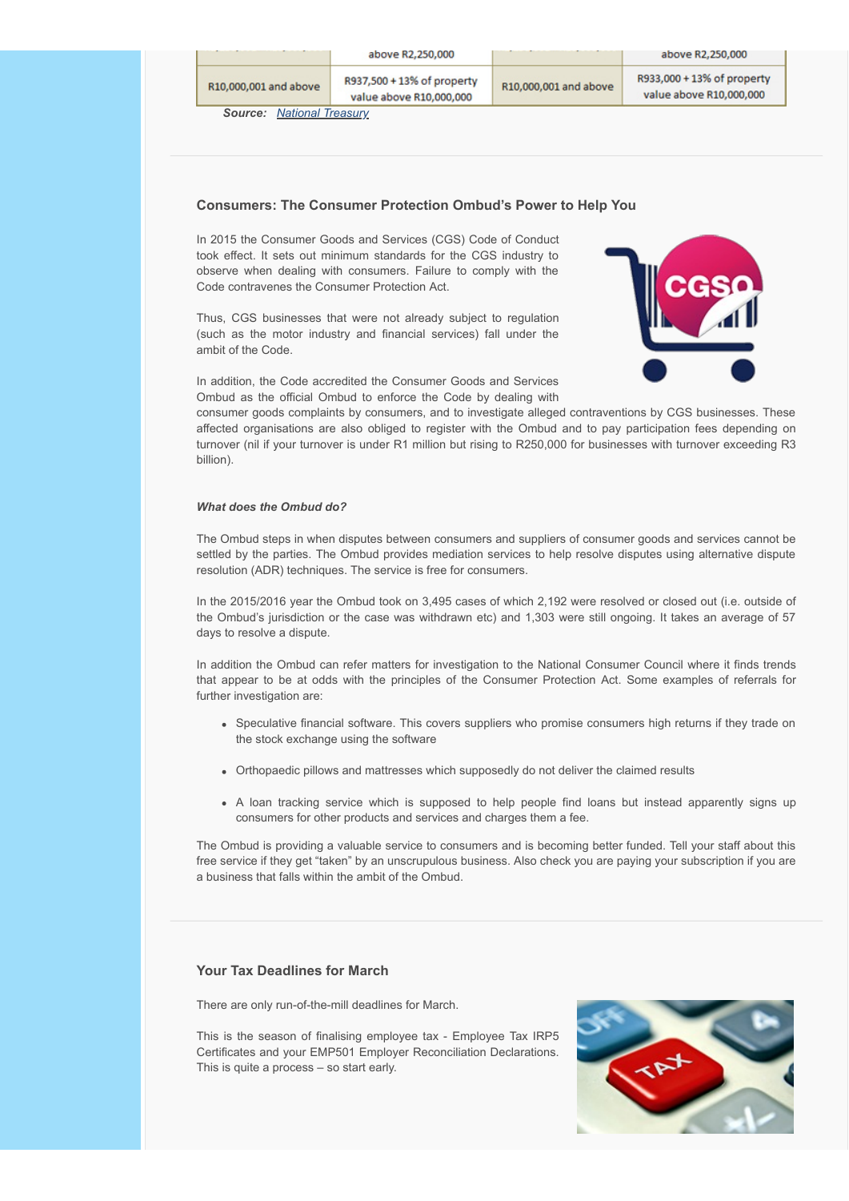| | above R2,250,000 | | above R2,250,000 |
|---|---|---|---|
| R10,000,001 and above | R937,500 + 13% of property value above R10,000,000 | R10,000,001 and above | R933,000 + 13% of property value above R10,000,000 |

***Source:*** National Treasury

### Consumers: The Consumer Protection Ombud's Power to Help You

In 2015 the Consumer Goods and Services (CGS) Code of Conduct took effect. It sets out minimum standards for the CGS industry to observe when dealing with consumers. Failure to comply with the Code contravenes the Consumer Protection Act.

Thus, CGS businesses that were not already subject to regulation (such as the motor industry and financial services) fall under the ambit of the Code.

In addition, the Code accredited the Consumer Goods and Services Ombud as the official Ombud to enforce the Code by dealing with consumer goods complaints by consumers, and to investigate alleged contraventions by CGS businesses. These affected organisations are also obliged to register with the Ombud and to pay participation fees depending on turnover (nil if your turnover is under R1 million but rising to R250,000 for businesses with turnover exceeding R3 billion).

***What does the Ombud do?***

The Ombud steps in when disputes between consumers and suppliers of consumer goods and services cannot be settled by the parties. The Ombud provides mediation services to help resolve disputes using alternative dispute resolution (ADR) techniques. The service is free for consumers.

In the 2015/2016 year the Ombud took on 3,495 cases of which 2,192 were resolved or closed out (i.e. outside of the Ombud's jurisdiction or the case was withdrawn etc) and 1,303 were still ongoing. It takes an average of 57 days to resolve a dispute.

In addition the Ombud can refer matters for investigation to the National Consumer Council where it finds trends that appear to be at odds with the principles of the Consumer Protection Act. Some examples of referrals for further investigation are:

- Speculative financial software. This covers suppliers who promise consumers high returns if they trade on the stock exchange using the software
- Orthopaedic pillows and mattresses which supposedly do not deliver the claimed results
- A loan tracking service which is supposed to help people find loans but instead apparently signs up consumers for other products and services and charges them a fee.

The Ombud is providing a valuable service to consumers and is becoming better funded. Tell your staff about this free service if they get "taken" by an unscrupulous business. Also check you are paying your subscription if you are a business that falls within the ambit of the Ombud.

### Your Tax Deadlines for March

There are only run-of-the-mill deadlines for March.

This is the season of finalising employee tax - Employee Tax IRP5 Certificates and your EMP501 Employer Reconciliation Declarations. This is quite a process – so start early.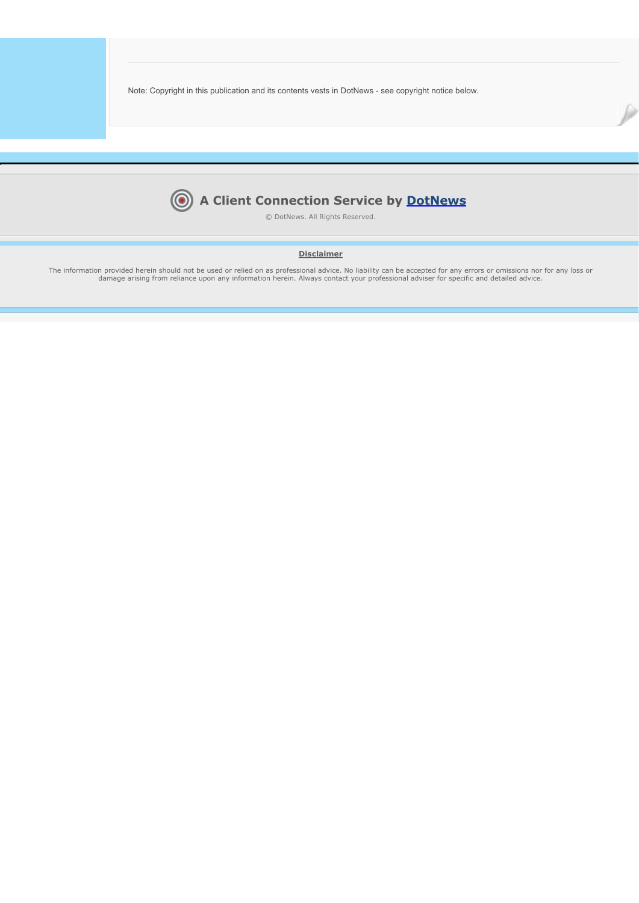Note: Copyright in this publication and its contents vests in DotNews - see copyright notice below.

## A Client Connection Service by DotNews

© DotNews. All Rights Reserved.

**Disclaimer**

The information provided herein should not be used or relied on as professional advice. No liability can be accepted for any errors or omissions nor for any loss or damage arising from reliance upon any information herein. Always contact your professional adviser for specific and detailed advice.